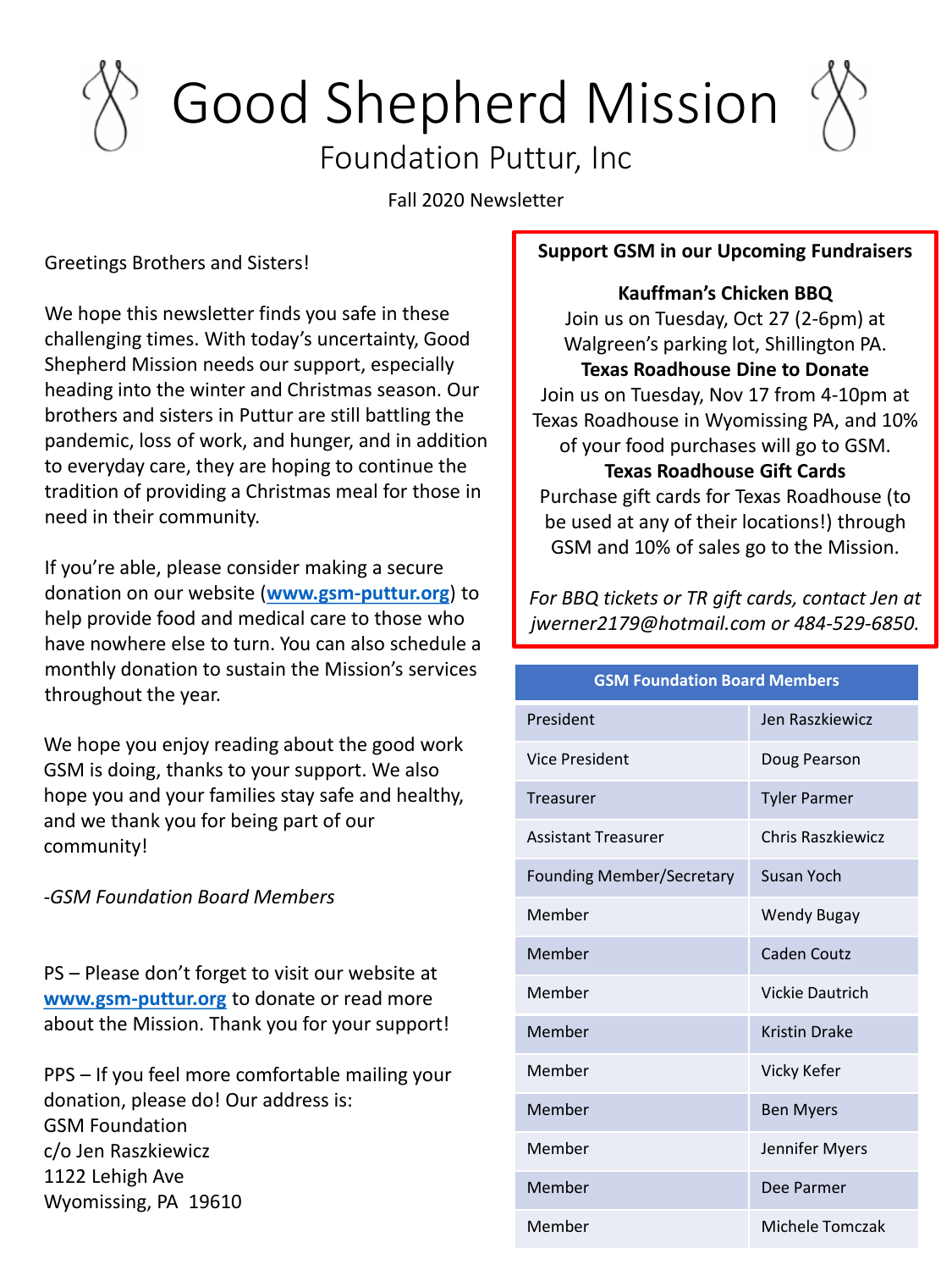# Good Shepherd Mission

## Foundation Puttur, Inc

Fall 2020 Newsletter

Greetings Brothers and Sisters!

We hope this newsletter finds you safe in these challenging times. With today's uncertainty, Good Shepherd Mission needs our support, especially heading into the winter and Christmas season. Our brothers and sisters in Puttur are still battling the pandemic, loss of work, and hunger, and in addition to everyday care, they are hoping to continue the tradition of providing a Christmas meal for those in need in their community.

If you're able, please consider making a secure donation on our website (**www.gsm-puttur.org**) to help provide food and medical care to those who have nowhere else to turn. You can also schedule a monthly donation to sustain the Mission's services throughout the year.

We hope you enjoy reading about the good work GSM is doing, thanks to your support. We also hope you and your families stay safe and healthy, and we thank you for being part of our community!

*-GSM Foundation Board Members*

PS – Please don't forget to visit our website at **www.gsm-puttur.org** to donate or read more about the Mission. Thank you for your support!

PPS – If you feel more comfortable mailing your donation, please do! Our address is:
GSM Foundation
c/o Jen Raszkiewicz
1122 Lehigh Ave
Wyomissing, PA 19610

**Support GSM in our Upcoming Fundraisers**

**Kauffman's Chicken BBQ**
Join us on Tuesday, Oct 27 (2-6pm) at Walgreen's parking lot, Shillington PA.

**Texas Roadhouse Dine to Donate**
Join us on Tuesday, Nov 17 from 4-10pm at Texas Roadhouse in Wyomissing PA, and 10% of your food purchases will go to GSM.

**Texas Roadhouse Gift Cards**
Purchase gift cards for Texas Roadhouse (to be used at any of their locations!) through GSM and 10% of sales go to the Mission.

*For BBQ tickets or TR gift cards, contact Jen at jwerner2179@hotmail.com or 484-529-6850.*

| GSM Foundation Board Members | |
|---|---|
| President | Jen Raszkiewicz |
| Vice President | Doug Pearson |
| Treasurer | Tyler Parmer |
| Assistant Treasurer | Chris Raszkiewicz |
| Founding Member/Secretary | Susan Yoch |
| Member | Wendy Bugay |
| Member | Caden Coutz |
| Member | Vickie Dautrich |
| Member | Kristin Drake |
| Member | Vicky Kefer |
| Member | Ben Myers |
| Member | Jennifer Myers |
| Member | Dee Parmer |
| Member | Michele Tomczak |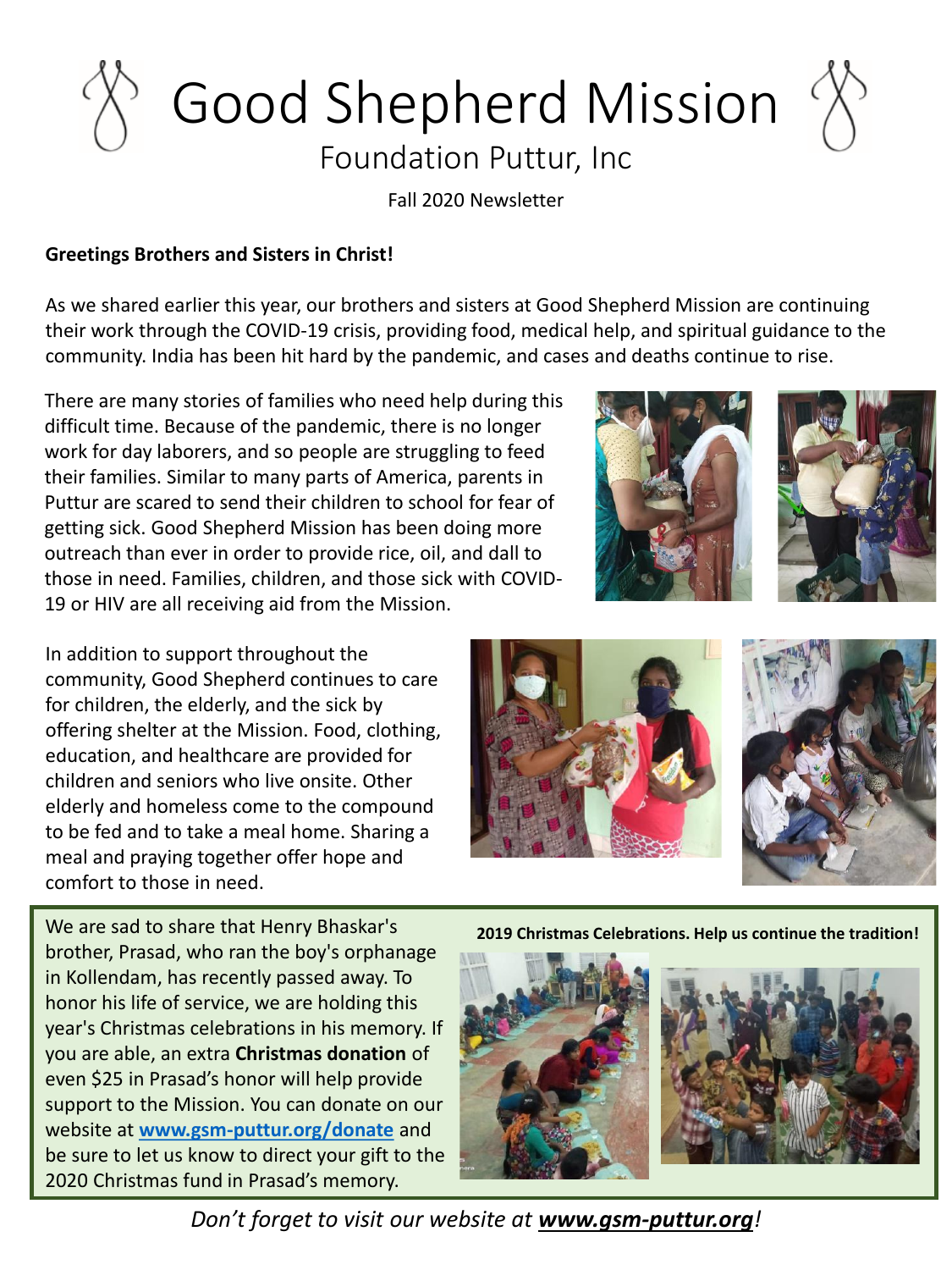# Good Shepherd Mission

## Foundation Puttur, Inc

Fall 2020 Newsletter

**Greetings Brothers and Sisters in Christ!**

As we shared earlier this year, our brothers and sisters at Good Shepherd Mission are continuing their work through the COVID-19 crisis, providing food, medical help, and spiritual guidance to the community. India has been hit hard by the pandemic, and cases and deaths continue to rise.

There are many stories of families who need help during this difficult time. Because of the pandemic, there is no longer work for day laborers, and so people are struggling to feed their families. Similar to many parts of America, parents in Puttur are scared to send their children to school for fear of getting sick. Good Shepherd Mission has been doing more outreach than ever in order to provide rice, oil, and dall to those in need. Families, children, and those sick with COVID-19 or HIV are all receiving aid from the Mission.

In addition to support throughout the community, Good Shepherd continues to care for children, the elderly, and the sick by offering shelter at the Mission. Food, clothing, education, and healthcare are provided for children and seniors who live onsite. Other elderly and homeless come to the compound to be fed and to take a meal home. Sharing a meal and praying together offer hope and comfort to those in need.

We are sad to share that Henry Bhaskar's brother, Prasad, who ran the boy's orphanage in Kollendam, has recently passed away. To honor his life of service, we are holding this year's Christmas celebrations in his memory. If you are able, an extra **Christmas donation** of even $25 in Prasad's honor will help provide support to the Mission. You can donate on our website at **www.gsm-puttur.org/donate** and be sure to let us know to direct your gift to the 2020 Christmas fund in Prasad's memory.

**2019 Christmas Celebrations. Help us continue the tradition!**

*Don't forget to visit our website at **www.gsm-puttur.org**!*